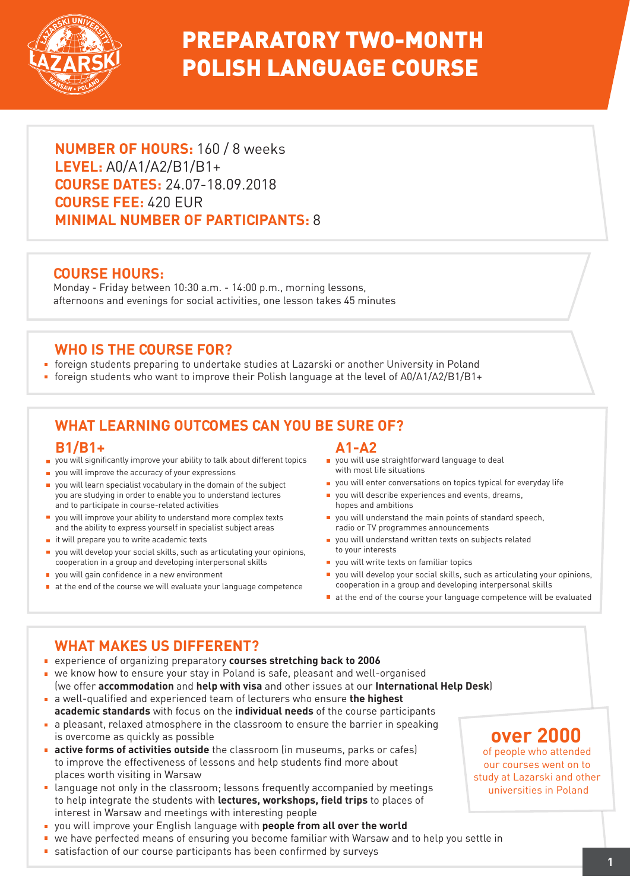# PREPARATORY TWO-MONTH POLISH LANGUAGE COURSE

**NUMBER OF HOURS:** 160 / 8 weeks
**LEVEL:** A0/A1/A2/B1/B1+
**COURSE DATES:** 24.07-18.09.2018
**COURSE FEE:** 420 EUR
**MINIMAL NUMBER OF PARTICIPANTS:** 8

## COURSE HOURS:

Monday - Friday between 10:30 a.m. - 14:00 p.m., morning lessons, afternoons and evenings for social activities, one lesson takes 45 minutes

## WHO IS THE COURSE FOR?

- foreign students preparing to undertake studies at Lazarski or another University in Poland
- foreign students who want to improve their Polish language at the level of A0/A1/A2/B1/B1+

## WHAT LEARNING OUTCOMES CAN YOU BE SURE OF?

### B1/B1+

- you will significantly improve your ability to talk about different topics
- you will improve the accuracy of your expressions
- you will learn specialist vocabulary in the domain of the subject you are studying in order to enable you to understand lectures and to participate in course-related activities
- you will improve your ability to understand more complex texts and the ability to express yourself in specialist subject areas
- it will prepare you to write academic texts
- you will develop your social skills, such as articulating your opinions, cooperation in a group and developing interpersonal skills
- you will gain confidence in a new environment
- at the end of the course we will evaluate your language competence

### A1-A2

- you will use straightforward language to deal with most life situations
- you will enter conversations on topics typical for everyday life
- you will describe experiences and events, dreams, hopes and ambitions
- you will understand the main points of standard speech, radio or TV programmes announcements
- you will understand written texts on subjects related to your interests
- you will write texts on familiar topics
- you will develop your social skills, such as articulating your opinions, cooperation in a group and developing interpersonal skills
- at the end of the course your language competence will be evaluated

## WHAT MAKES US DIFFERENT?

- experience of organizing preparatory **courses stretching back to 2006**
- we know how to ensure your stay in Poland is safe, pleasant and well-organised (we offer **accommodation** and **help with visa** and other issues at our **International Help Desk**)
- a well-qualified and experienced team of lecturers who ensure **the highest academic standards** with focus on the **individual needs** of the course participants
- a pleasant, relaxed atmosphere in the classroom to ensure the barrier in speaking is overcome as quickly as possible
- **active forms of activities outside** the classroom (in museums, parks or cafes) to improve the effectiveness of lessons and help students find more about places worth visiting in Warsaw
- language not only in the classroom; lessons frequently accompanied by meetings to help integrate the students with **lectures, workshops, field trips** to places of interest in Warsaw and meetings with interesting people
- you will improve your English language with **people from all over the world**
- we have perfected means of ensuring you become familiar with Warsaw and to help you settle in
- satisfaction of our course participants has been confirmed by surveys

**over 2000** of people who attended our courses went on to study at Lazarski and other universities in Poland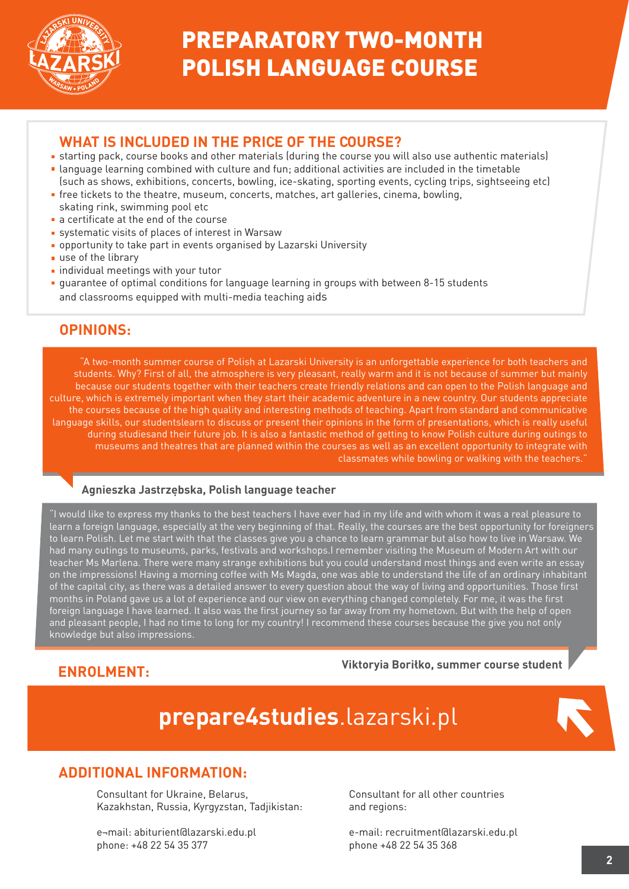# PREPARATORY TWO-MONTH POLISH LANGUAGE COURSE

## WHAT IS INCLUDED IN THE PRICE OF THE COURSE?

- starting pack, course books and other materials (during the course you will also use authentic materials)
- language learning combined with culture and fun; additional activities are included in the timetable (such as shows, exhibitions, concerts, bowling, ice-skating, sporting events, cycling trips, sightseeing etc)
- free tickets to the theatre, museum, concerts, matches, art galleries, cinema, bowling, skating rink, swimming pool etc
- a certificate at the end of the course
- systematic visits of places of interest in Warsaw
- opportunity to take part in events organised by Lazarski University
- use of the library
- individual meetings with your tutor
- guarantee of optimal conditions for language learning in groups with between 8-15 students and classrooms equipped with multi-media teaching aids

## OPINIONS:

"A two-month summer course of Polish at Lazarski University is an unforgettable experience for both teachers and students. Why? First of all, the atmosphere is very pleasant, really warm and it is not because of summer but mainly because our students together with their teachers create friendly relations and can open to the Polish language and culture, which is extremely important when they start their academic adventure in a new country. Our students appreciate the courses because of the high quality and interesting methods of teaching. Apart from standard and communicative language skills, our studentslearn to discuss or present their opinions in the form of presentations, which is really useful during studiesand their future job. It is also a fantastic method of getting to know Polish culture during outings to museums and theatres that are planned within the courses as well as an excellent opportunity to integrate with classmates while bowling or walking with the teachers."

**Agnieszka Jastrzębska, Polish language teacher**

"I would like to express my thanks to the best teachers I have ever had in my life and with whom it was a real pleasure to learn a foreign language, especially at the very beginning of that. Really, the courses are the best opportunity for foreigners to learn Polish. Let me start with that the classes give you a chance to learn grammar but also how to live in Warsaw. We had many outings to museums, parks, festivals and workshops.I remember visiting the Museum of Modern Art with our teacher Ms Marlena. There were many strange exhibitions but you could understand most things and even write an essay on the impressions! Having a morning coffee with Ms Magda, one was able to understand the life of an ordinary inhabitant of the capital city, as there was a detailed answer to every question about the way of living and opportunities. Those first months in Poland gave us a lot of experience and our view on everything changed completely. For me, it was the first foreign language I have learned. It also was the first journey so far away from my hometown. But with the help of open and pleasant people, I had no time to long for my country! I recommend these courses because the give you not only knowledge but also impressions.

**Viktoryia Boriłko, summer course student**

## ENROLMENT:

**prepare4studies**.lazarski.pl

## ADDITIONAL INFORMATION:

Consultant for Ukraine, Belarus, Kazakhstan, Russia, Kyrgyzstan, Tadjikistan:

e¬mail: abiturient@lazarski.edu.pl
phone: +48 22 54 35 377

Consultant for all other countries and regions:

e-mail: recruitment@lazarski.edu.pl
phone +48 22 54 35 368